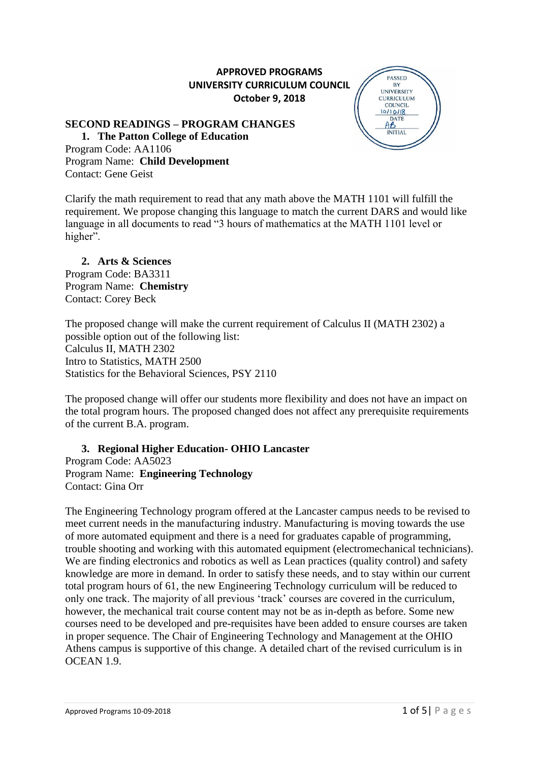**APPROVED PROGRAMS**
**UNIVERSITY CURRICULUM COUNCIL**
**October 9, 2018**

PASSED BY UNIVERSITY CURRICULUM COUNCIL
10/10/18
DATE
AB
INITIAL

## SECOND READINGS – PROGRAM CHANGES

### 1. The Patton College of Education

Program Code: AA1106
Program Name: **Child Development**
Contact: Gene Geist

Clarify the math requirement to read that any math above the MATH 1101 will fulfill the requirement. We propose changing this language to match the current DARS and would like language in all documents to read "3 hours of mathematics at the MATH 1101 level or higher".

### 2. Arts & Sciences

Program Code: BA3311
Program Name: **Chemistry**
Contact: Corey Beck

The proposed change will make the current requirement of Calculus II (MATH 2302) a possible option out of the following list:
Calculus II, MATH 2302
Intro to Statistics, MATH 2500
Statistics for the Behavioral Sciences, PSY 2110

The proposed change will offer our students more flexibility and does not have an impact on the total program hours. The proposed changed does not affect any prerequisite requirements of the current B.A. program.

### 3. Regional Higher Education- OHIO Lancaster

Program Code: AA5023
Program Name: **Engineering Technology**
Contact: Gina Orr

The Engineering Technology program offered at the Lancaster campus needs to be revised to meet current needs in the manufacturing industry. Manufacturing is moving towards the use of more automated equipment and there is a need for graduates capable of programming, trouble shooting and working with this automated equipment (electromechanical technicians). We are finding electronics and robotics as well as Lean practices (quality control) and safety knowledge are more in demand. In order to satisfy these needs, and to stay within our current total program hours of 61, the new Engineering Technology curriculum will be reduced to only one track. The majority of all previous 'track' courses are covered in the curriculum, however, the mechanical trait course content may not be as in-depth as before. Some new courses need to be developed and pre-requisites have been added to ensure courses are taken in proper sequence. The Chair of Engineering Technology and Management at the OHIO Athens campus is supportive of this change. A detailed chart of the revised curriculum is in OCEAN 1.9.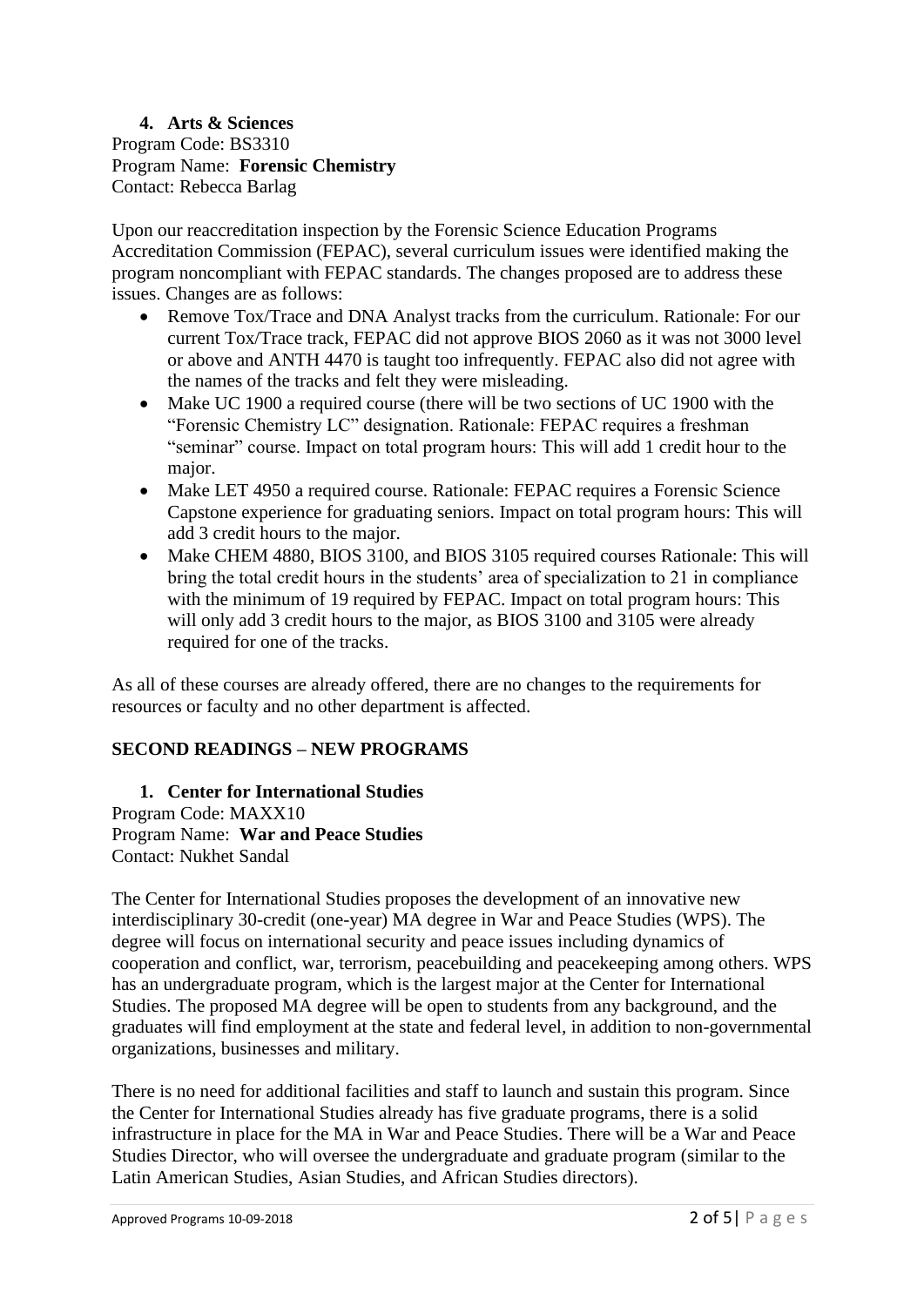### 4. Arts & Sciences

Program Code: BS3310
Program Name: **Forensic Chemistry**
Contact: Rebecca Barlag

Upon our reaccreditation inspection by the Forensic Science Education Programs Accreditation Commission (FEPAC), several curriculum issues were identified making the program noncompliant with FEPAC standards. The changes proposed are to address these issues. Changes are as follows:

- Remove Tox/Trace and DNA Analyst tracks from the curriculum. Rationale: For our current Tox/Trace track, FEPAC did not approve BIOS 2060 as it was not 3000 level or above and ANTH 4470 is taught too infrequently. FEPAC also did not agree with the names of the tracks and felt they were misleading.
- Make UC 1900 a required course (there will be two sections of UC 1900 with the "Forensic Chemistry LC" designation. Rationale: FEPAC requires a freshman "seminar" course. Impact on total program hours: This will add 1 credit hour to the major.
- Make LET 4950 a required course. Rationale: FEPAC requires a Forensic Science Capstone experience for graduating seniors. Impact on total program hours: This will add 3 credit hours to the major.
- Make CHEM 4880, BIOS 3100, and BIOS 3105 required courses Rationale: This will bring the total credit hours in the students' area of specialization to 21 in compliance with the minimum of 19 required by FEPAC. Impact on total program hours: This will only add 3 credit hours to the major, as BIOS 3100 and 3105 were already required for one of the tracks.

As all of these courses are already offered, there are no changes to the requirements for resources or faculty and no other department is affected.

## SECOND READINGS – NEW PROGRAMS

### 1. Center for International Studies

Program Code: MAXX10
Program Name: **War and Peace Studies**
Contact: Nukhet Sandal

The Center for International Studies proposes the development of an innovative new interdisciplinary 30-credit (one-year) MA degree in War and Peace Studies (WPS). The degree will focus on international security and peace issues including dynamics of cooperation and conflict, war, terrorism, peacebuilding and peacekeeping among others. WPS has an undergraduate program, which is the largest major at the Center for International Studies. The proposed MA degree will be open to students from any background, and the graduates will find employment at the state and federal level, in addition to non-governmental organizations, businesses and military.

There is no need for additional facilities and staff to launch and sustain this program. Since the Center for International Studies already has five graduate programs, there is a solid infrastructure in place for the MA in War and Peace Studies. There will be a War and Peace Studies Director, who will oversee the undergraduate and graduate program (similar to the Latin American Studies, Asian Studies, and African Studies directors).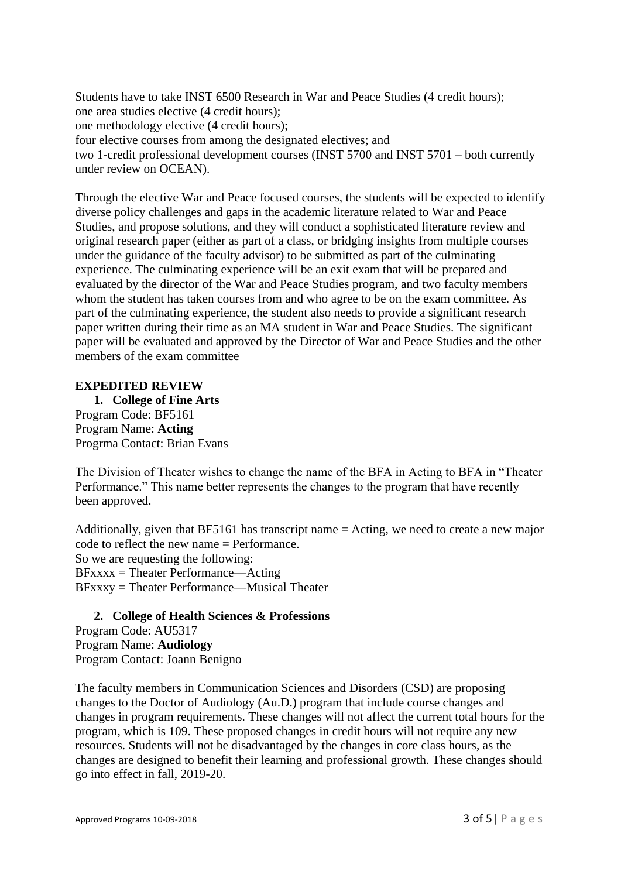Students have to take INST 6500 Research in War and Peace Studies (4 credit hours);
one area studies elective (4 credit hours);
one methodology elective (4 credit hours);
four elective courses from among the designated electives; and
two 1-credit professional development courses (INST 5700 and INST 5701 – both currently under review on OCEAN).

Through the elective War and Peace focused courses, the students will be expected to identify diverse policy challenges and gaps in the academic literature related to War and Peace Studies, and propose solutions, and they will conduct a sophisticated literature review and original research paper (either as part of a class, or bridging insights from multiple courses under the guidance of the faculty advisor) to be submitted as part of the culminating experience. The culminating experience will be an exit exam that will be prepared and evaluated by the director of the War and Peace Studies program, and two faculty members whom the student has taken courses from and who agree to be on the exam committee. As part of the culminating experience, the student also needs to provide a significant research paper written during their time as an MA student in War and Peace Studies. The significant paper will be evaluated and approved by the Director of War and Peace Studies and the other members of the exam committee

## EXPEDITED REVIEW

1. **College of Fine Arts**

Program Code: BF5161
Program Name: **Acting**
Progrma Contact: Brian Evans

The Division of Theater wishes to change the name of the BFA in Acting to BFA in "Theater Performance." This name better represents the changes to the program that have recently been approved.

Additionally, given that BF5161 has transcript name = Acting, we need to create a new major code to reflect the new name = Performance.
So we are requesting the following:
BFxxxx = Theater Performance—Acting
BFxxxy = Theater Performance—Musical Theater

2. **College of Health Sciences & Professions**

Program Code: AU5317
Program Name: **Audiology**
Program Contact: Joann Benigno

The faculty members in Communication Sciences and Disorders (CSD) are proposing changes to the Doctor of Audiology (Au.D.) program that include course changes and changes in program requirements. These changes will not affect the current total hours for the program, which is 109. These proposed changes in credit hours will not require any new resources. Students will not be disadvantaged by the changes in core class hours, as the changes are designed to benefit their learning and professional growth. These changes should go into effect in fall, 2019-20.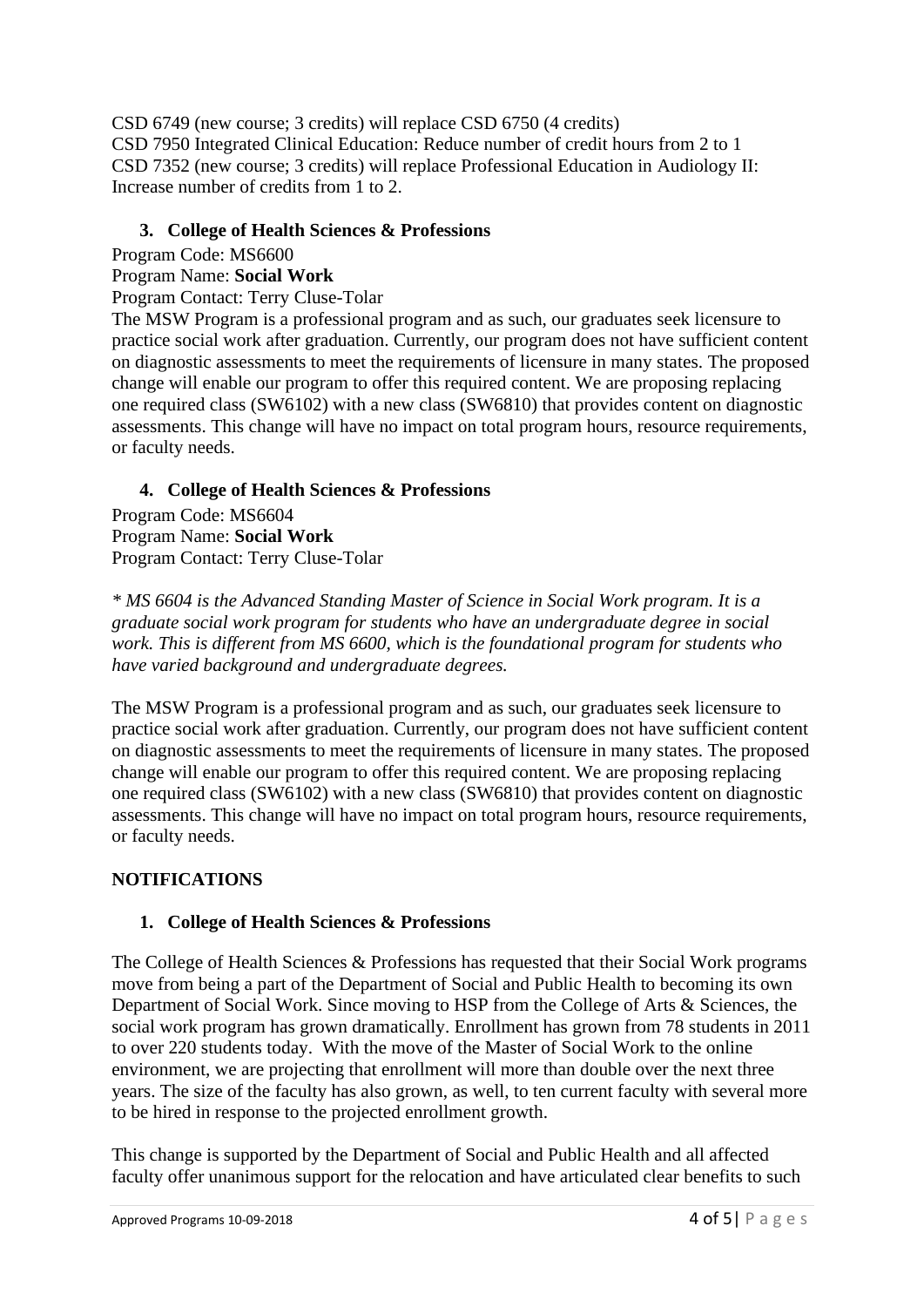CSD 6749 (new course; 3 credits) will replace CSD 6750 (4 credits)
CSD 7950 Integrated Clinical Education: Reduce number of credit hours from 2 to 1
CSD 7352 (new course; 3 credits) will replace Professional Education in Audiology II: Increase number of credits from 1 to 2.

### 3. College of Health Sciences & Professions

Program Code: MS6600
Program Name: **Social Work**
Program Contact: Terry Cluse-Tolar

The MSW Program is a professional program and as such, our graduates seek licensure to practice social work after graduation. Currently, our program does not have sufficient content on diagnostic assessments to meet the requirements of licensure in many states. The proposed change will enable our program to offer this required content. We are proposing replacing one required class (SW6102) with a new class (SW6810) that provides content on diagnostic assessments. This change will have no impact on total program hours, resource requirements, or faculty needs.

### 4. College of Health Sciences & Professions

Program Code: MS6604
Program Name: **Social Work**
Program Contact: Terry Cluse-Tolar

*\* MS 6604 is the Advanced Standing Master of Science in Social Work program. It is a graduate social work program for students who have an undergraduate degree in social work. This is different from MS 6600, which is the foundational program for students who have varied background and undergraduate degrees.*

The MSW Program is a professional program and as such, our graduates seek licensure to practice social work after graduation. Currently, our program does not have sufficient content on diagnostic assessments to meet the requirements of licensure in many states. The proposed change will enable our program to offer this required content. We are proposing replacing one required class (SW6102) with a new class (SW6810) that provides content on diagnostic assessments. This change will have no impact on total program hours, resource requirements, or faculty needs.

## NOTIFICATIONS

### 1. College of Health Sciences & Professions

The College of Health Sciences & Professions has requested that their Social Work programs move from being a part of the Department of Social and Public Health to becoming its own Department of Social Work. Since moving to HSP from the College of Arts & Sciences, the social work program has grown dramatically. Enrollment has grown from 78 students in 2011 to over 220 students today. With the move of the Master of Social Work to the online environment, we are projecting that enrollment will more than double over the next three years. The size of the faculty has also grown, as well, to ten current faculty with several more to be hired in response to the projected enrollment growth.

This change is supported by the Department of Social and Public Health and all affected faculty offer unanimous support for the relocation and have articulated clear benefits to such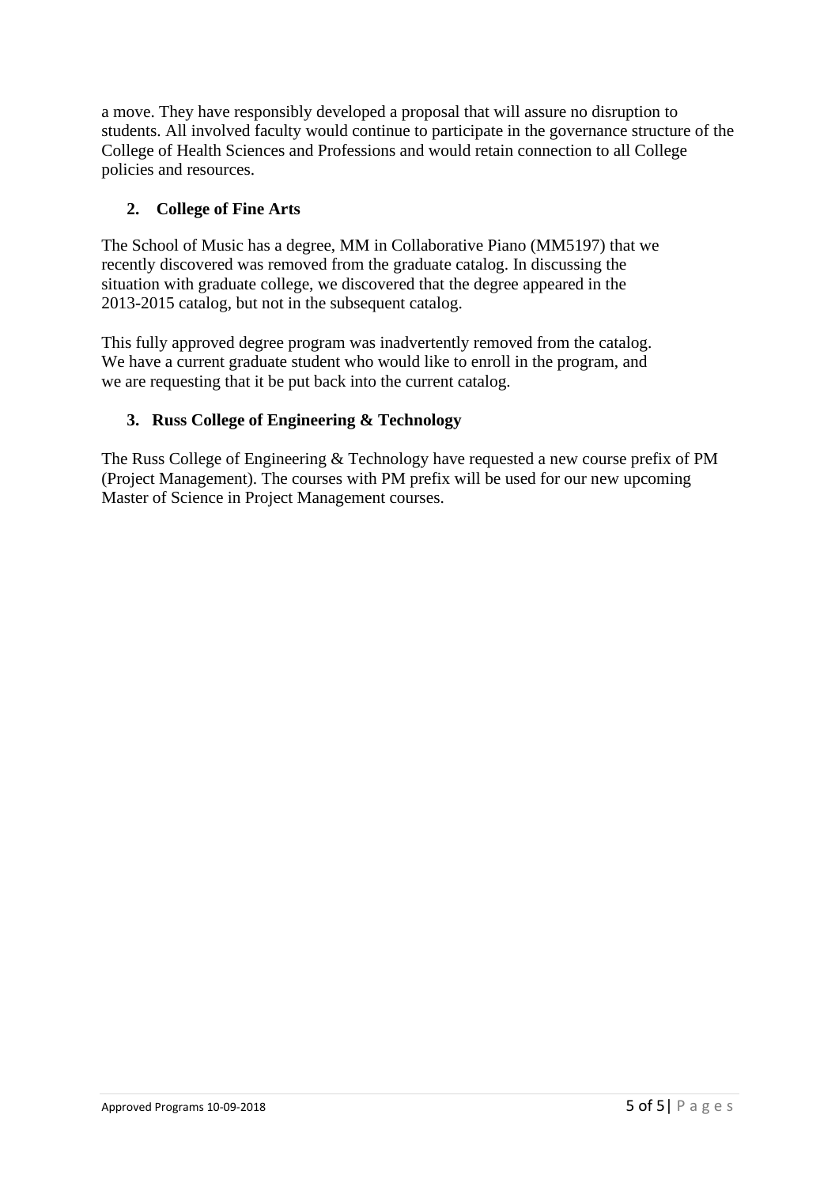a move. They have responsibly developed a proposal that will assure no disruption to students. All involved faculty would continue to participate in the governance structure of the College of Health Sciences and Professions and would retain connection to all College policies and resources.

### 2. College of Fine Arts

The School of Music has a degree, MM in Collaborative Piano (MM5197) that we recently discovered was removed from the graduate catalog. In discussing the situation with graduate college, we discovered that the degree appeared in the 2013-2015 catalog, but not in the subsequent catalog.

This fully approved degree program was inadvertently removed from the catalog. We have a current graduate student who would like to enroll in the program, and we are requesting that it be put back into the current catalog.

### 3. Russ College of Engineering & Technology

The Russ College of Engineering & Technology have requested a new course prefix of PM (Project Management). The courses with PM prefix will be used for our new upcoming Master of Science in Project Management courses.